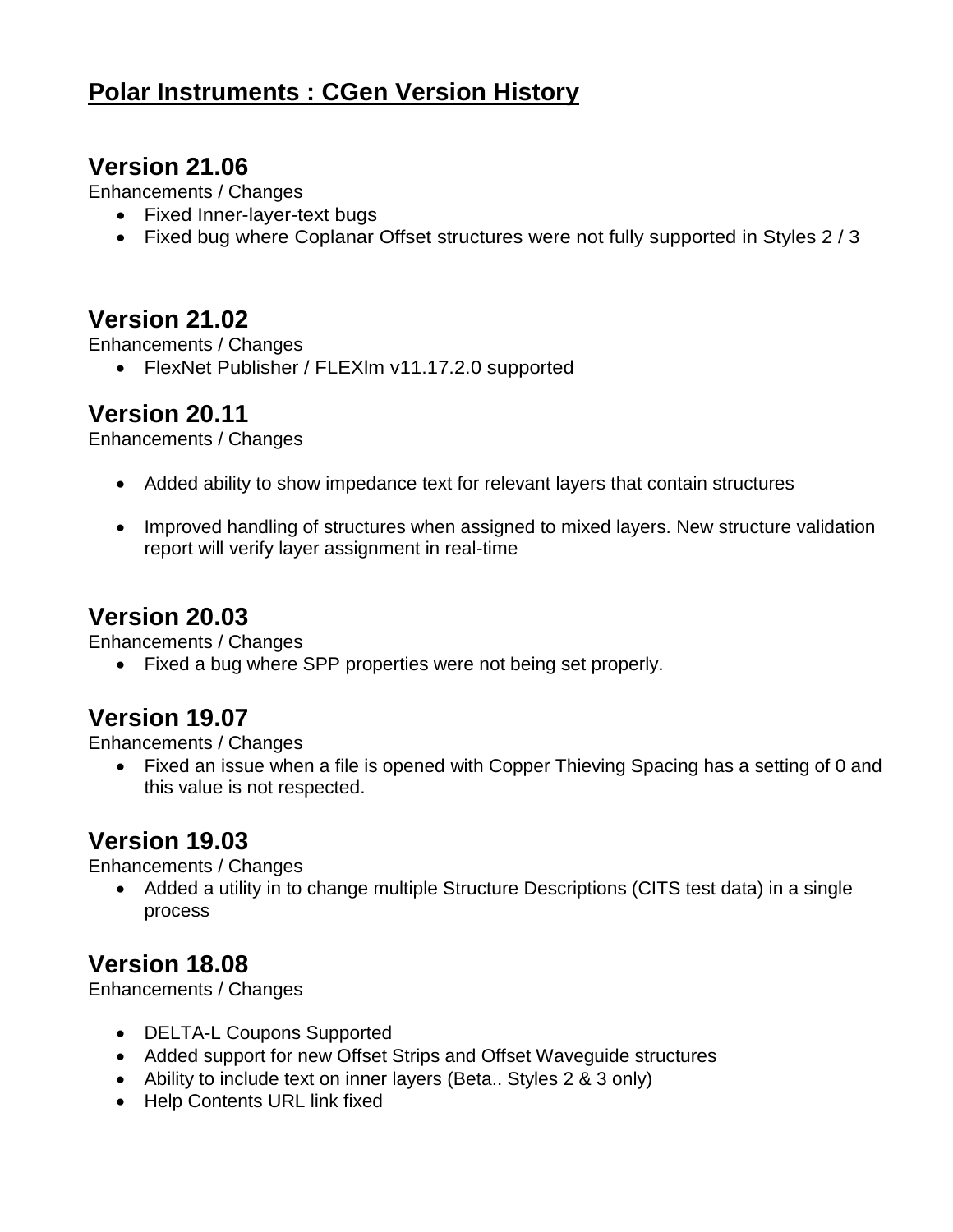# Polar Instruments : CGen Version History

## Version 21.06

Enhancements / Changes

- Fixed Inner-layer-text bugs
- Fixed bug where Coplanar Offset structures were not fully supported in Styles 2 / 3

## Version 21.02

Enhancements / Changes

- FlexNet Publisher / FLEXlm v11.17.2.0 supported

## Version 20.11

Enhancements / Changes

- Added ability to show impedance text for relevant layers that contain structures
- Improved handling of structures when assigned to mixed layers. New structure validation report will verify layer assignment in real-time

## Version 20.03

Enhancements / Changes

- Fixed a bug where SPP properties were not being set properly.

## Version 19.07

Enhancements / Changes

- Fixed an issue when a file is opened with Copper Thieving Spacing has a setting of 0 and this value is not respected.

## Version 19.03

Enhancements / Changes

- Added a utility in to change multiple Structure Descriptions (CITS test data) in a single process

## Version 18.08

Enhancements / Changes

- DELTA-L Coupons Supported
- Added support for new Offset Strips and Offset Waveguide structures
- Ability to include text on inner layers (Beta.. Styles 2 & 3 only)
- Help Contents URL link fixed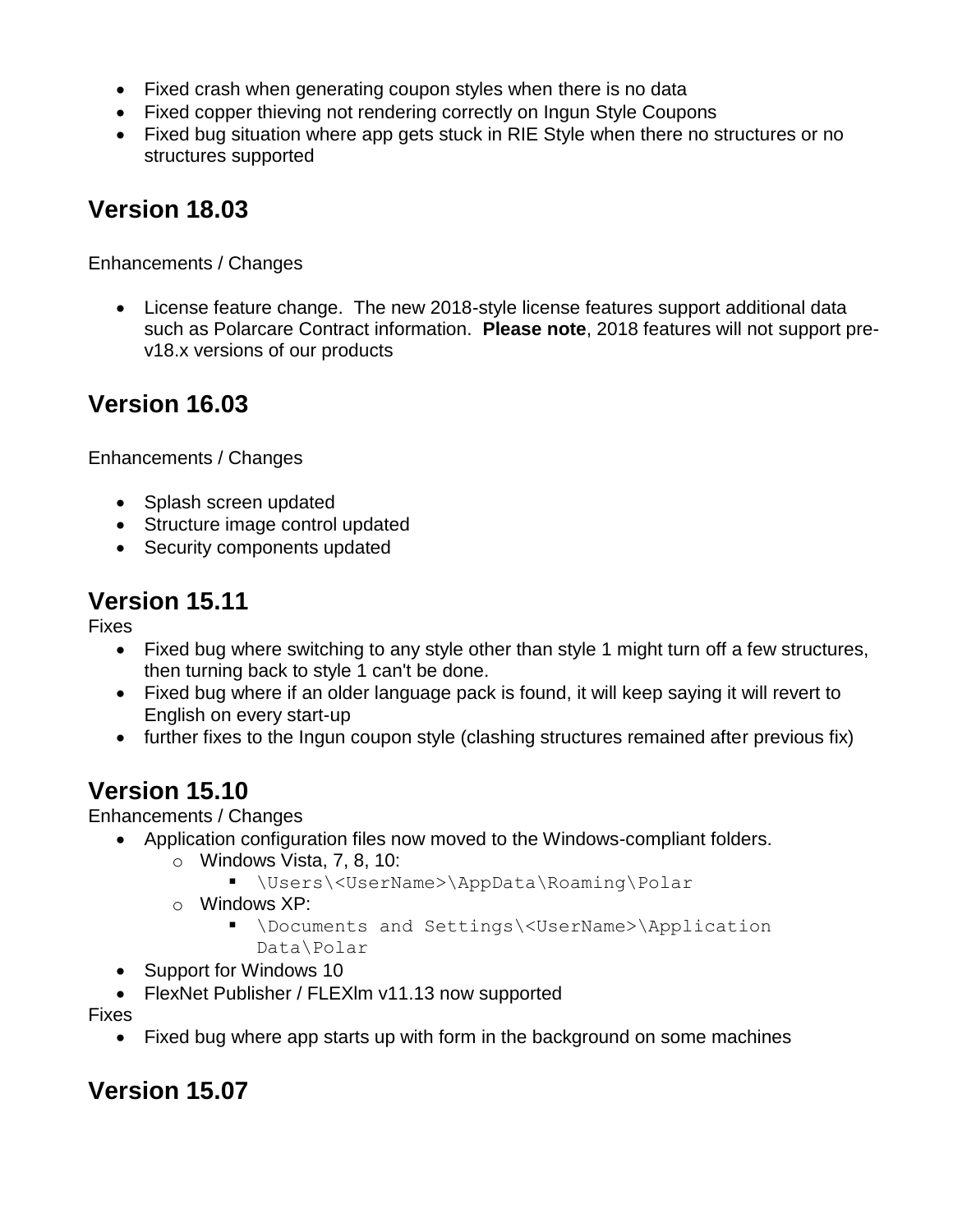- Fixed crash when generating coupon styles when there is no data
- Fixed copper thieving not rendering correctly on Ingun Style Coupons
- Fixed bug situation where app gets stuck in RIE Style when there no structures or no structures supported

## Version 18.03

Enhancements / Changes

- License feature change. The new 2018-style license features support additional data such as Polarcare Contract information. **Please note**, 2018 features will not support pre-v18.x versions of our products

## Version 16.03

Enhancements / Changes

- Splash screen updated
- Structure image control updated
- Security components updated

## Version 15.11

Fixes

- Fixed bug where switching to any style other than style 1 might turn off a few structures, then turning back to style 1 can't be done.
- Fixed bug where if an older language pack is found, it will keep saying it will revert to English on every start-up
- further fixes to the Ingun coupon style (clashing structures remained after previous fix)

## Version 15.10

Enhancements / Changes

- Application configuration files now moved to the Windows-compliant folders.
  - Windows Vista, 7, 8, 10:
    - `\Users\<UserName>\AppData\Roaming\Polar`
  - Windows XP:
    - `\Documents and Settings\<UserName>\Application Data\Polar`
- Support for Windows 10
- FlexNet Publisher / FLEXlm v11.13 now supported

Fixes

- Fixed bug where app starts up with form in the background on some machines

## Version 15.07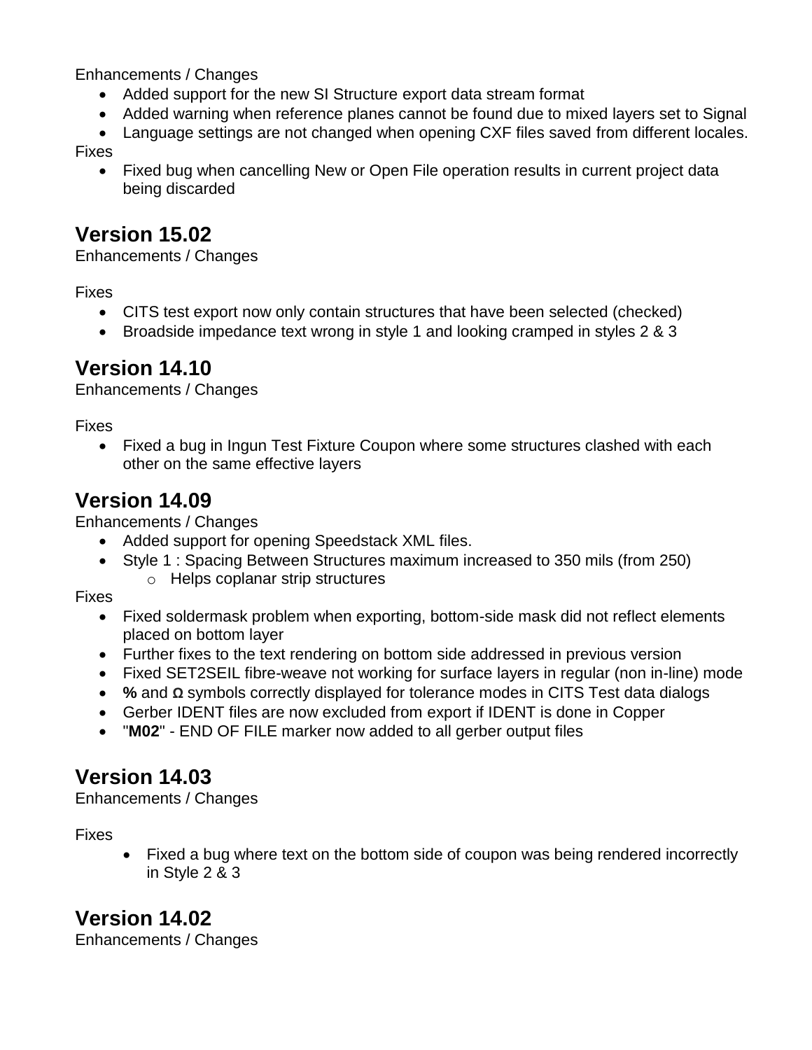Enhancements / Changes

- Added support for the new SI Structure export data stream format
- Added warning when reference planes cannot be found due to mixed layers set to Signal
- Language settings are not changed when opening CXF files saved from different locales.

Fixes

- Fixed bug when cancelling New or Open File operation results in current project data being discarded

## Version 15.02

Enhancements / Changes

Fixes

- CITS test export now only contain structures that have been selected (checked)
- Broadside impedance text wrong in style 1 and looking cramped in styles 2 & 3

## Version 14.10

Enhancements / Changes

Fixes

- Fixed a bug in Ingun Test Fixture Coupon where some structures clashed with each other on the same effective layers

## Version 14.09

Enhancements / Changes

- Added support for opening Speedstack XML files.
- Style 1 : Spacing Between Structures maximum increased to 350 mils (from 250)
    - Helps coplanar strip structures

Fixes

- Fixed soldermask problem when exporting, bottom-side mask did not reflect elements placed on bottom layer
- Further fixes to the text rendering on bottom side addressed in previous version
- Fixed SET2SEIL fibre-weave not working for surface layers in regular (non in-line) mode
- **%** and **Ω** symbols correctly displayed for tolerance modes in CITS Test data dialogs
- Gerber IDENT files are now excluded from export if IDENT is done in Copper
- "**M02**" - END OF FILE marker now added to all gerber output files

## Version 14.03

Enhancements / Changes

Fixes

- Fixed a bug where text on the bottom side of coupon was being rendered incorrectly in Style 2 & 3

## Version 14.02

Enhancements / Changes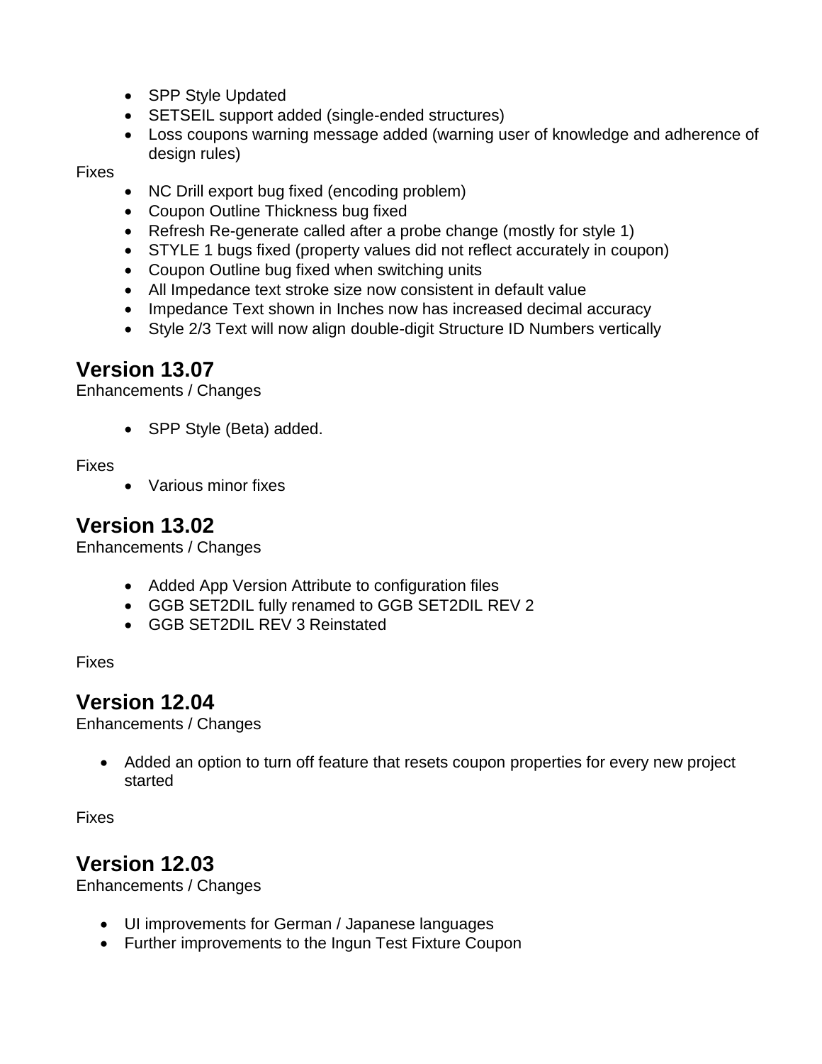- SPP Style Updated
- SETSEIL support added (single-ended structures)
- Loss coupons warning message added (warning user of knowledge and adherence of design rules)

Fixes

- NC Drill export bug fixed (encoding problem)
- Coupon Outline Thickness bug fixed
- Refresh Re-generate called after a probe change (mostly for style 1)
- STYLE 1 bugs fixed (property values did not reflect accurately in coupon)
- Coupon Outline bug fixed when switching units
- All Impedance text stroke size now consistent in default value
- Impedance Text shown in Inches now has increased decimal accuracy
- Style 2/3 Text will now align double-digit Structure ID Numbers vertically

## Version 13.07

Enhancements / Changes

- SPP Style (Beta) added.

Fixes

- Various minor fixes

## Version 13.02

Enhancements / Changes

- Added App Version Attribute to configuration files
- GGB SET2DIL fully renamed to GGB SET2DIL REV 2
- GGB SET2DIL REV 3 Reinstated

Fixes

## Version 12.04

Enhancements / Changes

- Added an option to turn off feature that resets coupon properties for every new project started

Fixes

## Version 12.03

Enhancements / Changes

- UI improvements for German / Japanese languages
- Further improvements to the Ingun Test Fixture Coupon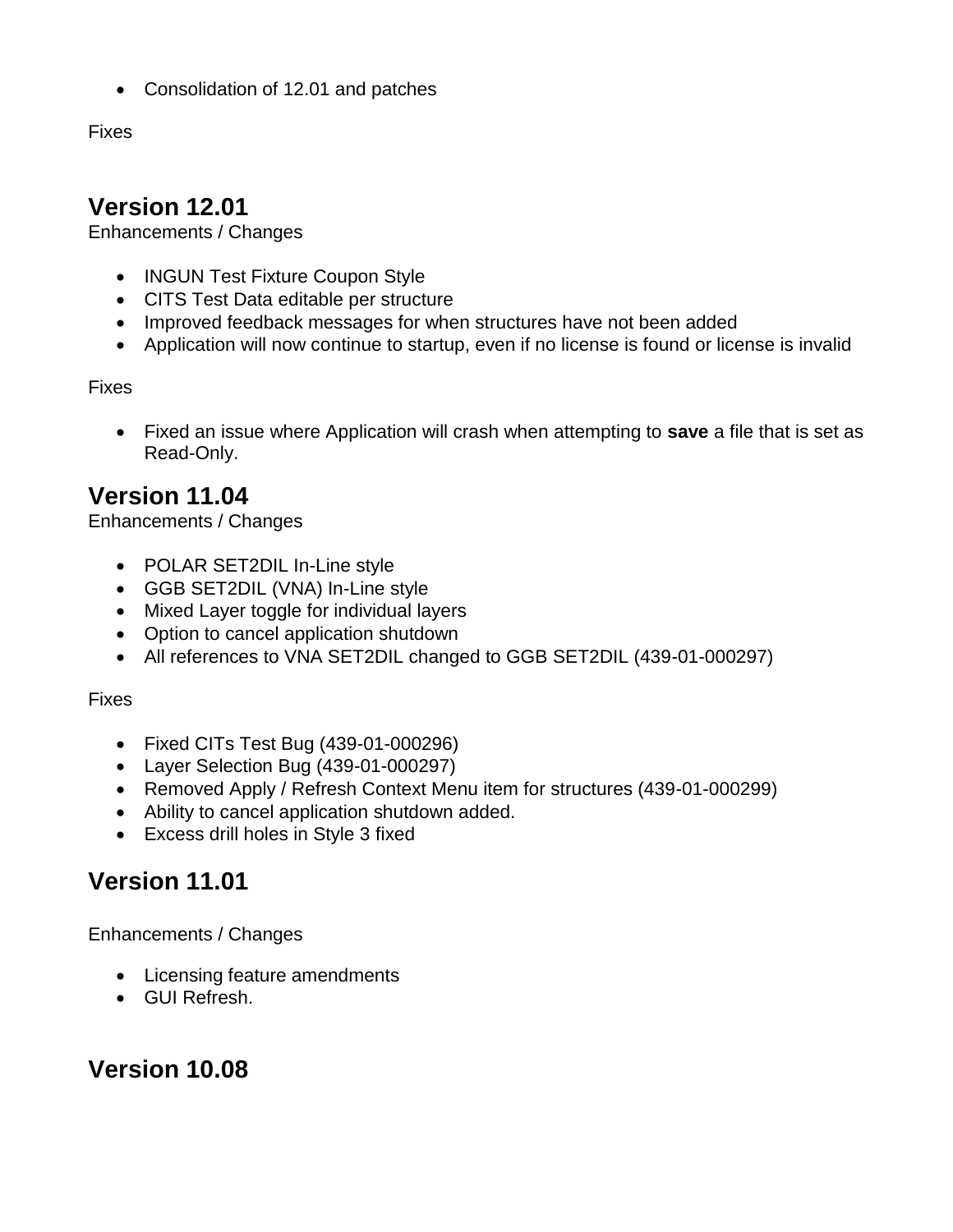- Consolidation of 12.01 and patches

Fixes

## Version 12.01

Enhancements / Changes

- INGUN Test Fixture Coupon Style
- CITS Test Data editable per structure
- Improved feedback messages for when structures have not been added
- Application will now continue to startup, even if no license is found or license is invalid

Fixes

- Fixed an issue where Application will crash when attempting to **save** a file that is set as Read-Only.

## Version 11.04

Enhancements / Changes

- POLAR SET2DIL In-Line style
- GGB SET2DIL (VNA) In-Line style
- Mixed Layer toggle for individual layers
- Option to cancel application shutdown
- All references to VNA SET2DIL changed to GGB SET2DIL (439-01-000297)

Fixes

- Fixed CITs Test Bug (439-01-000296)
- Layer Selection Bug (439-01-000297)
- Removed Apply / Refresh Context Menu item for structures (439-01-000299)
- Ability to cancel application shutdown added.
- Excess drill holes in Style 3 fixed

## Version 11.01

Enhancements / Changes

- Licensing feature amendments
- GUI Refresh.

## Version 10.08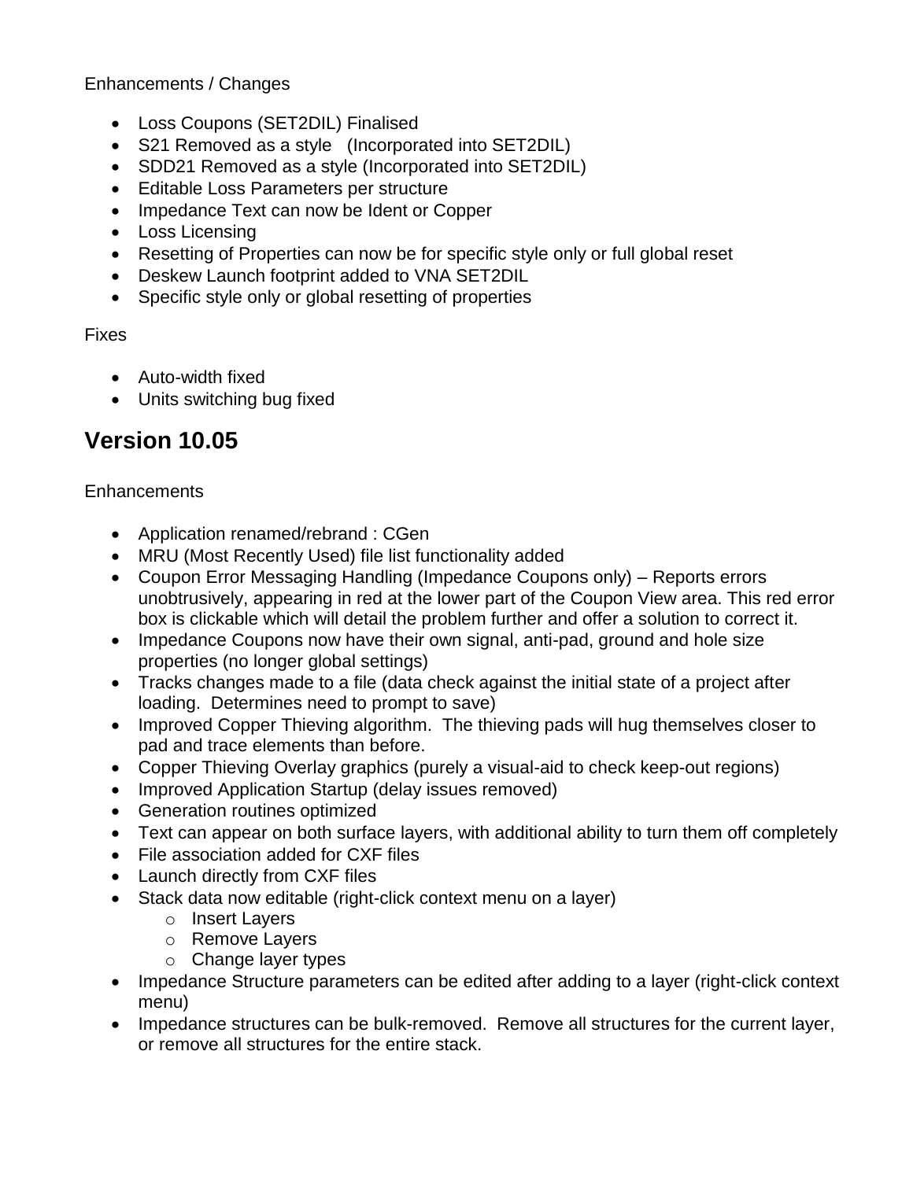Enhancements / Changes

- Loss Coupons (SET2DIL) Finalised
- S21 Removed as a style (Incorporated into SET2DIL)
- SDD21 Removed as a style (Incorporated into SET2DIL)
- Editable Loss Parameters per structure
- Impedance Text can now be Ident or Copper
- Loss Licensing
- Resetting of Properties can now be for specific style only or full global reset
- Deskew Launch footprint added to VNA SET2DIL
- Specific style only or global resetting of properties

Fixes

- Auto-width fixed
- Units switching bug fixed

## Version 10.05

Enhancements

- Application renamed/rebrand : CGen
- MRU (Most Recently Used) file list functionality added
- Coupon Error Messaging Handling (Impedance Coupons only) – Reports errors unobtrusively, appearing in red at the lower part of the Coupon View area. This red error box is clickable which will detail the problem further and offer a solution to correct it.
- Impedance Coupons now have their own signal, anti-pad, ground and hole size properties (no longer global settings)
- Tracks changes made to a file (data check against the initial state of a project after loading. Determines need to prompt to save)
- Improved Copper Thieving algorithm. The thieving pads will hug themselves closer to pad and trace elements than before.
- Copper Thieving Overlay graphics (purely a visual-aid to check keep-out regions)
- Improved Application Startup (delay issues removed)
- Generation routines optimized
- Text can appear on both surface layers, with additional ability to turn them off completely
- File association added for CXF files
- Launch directly from CXF files
- Stack data now editable (right-click context menu on a layer)
  - Insert Layers
  - Remove Layers
  - Change layer types
- Impedance Structure parameters can be edited after adding to a layer (right-click context menu)
- Impedance structures can be bulk-removed. Remove all structures for the current layer, or remove all structures for the entire stack.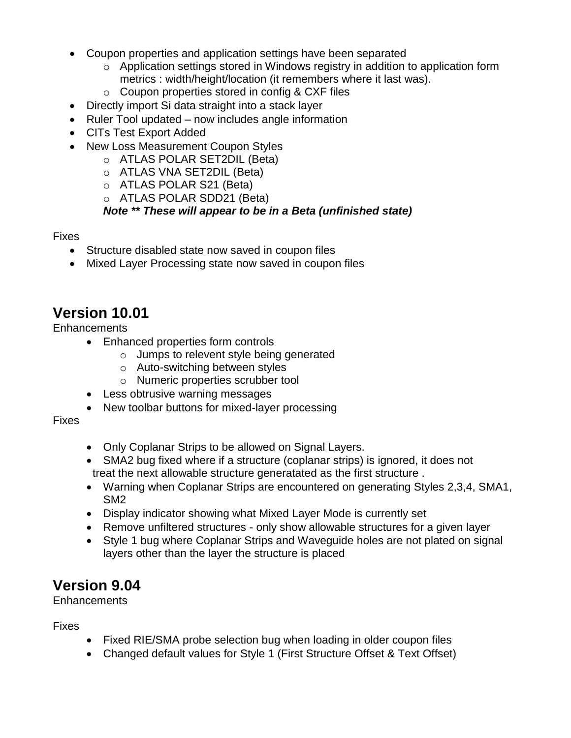- Coupon properties and application settings have been separated
  - Application settings stored in Windows registry in addition to application form metrics : width/height/location (it remembers where it last was).
  - Coupon properties stored in config & CXF files
- Directly import Si data straight into a stack layer
- Ruler Tool updated – now includes angle information
- CITs Test Export Added
- New Loss Measurement Coupon Styles
  - ATLAS POLAR SET2DIL (Beta)
  - ATLAS VNA SET2DIL (Beta)
  - ATLAS POLAR S21 (Beta)
  - ATLAS POLAR SDD21 (Beta)

  ***Note \*\* These will appear to be in a Beta (unfinished state)***

Fixes

- Structure disabled state now saved in coupon files
- Mixed Layer Processing state now saved in coupon files

## Version 10.01

Enhancements

- Enhanced properties form controls
  - Jumps to relevent style being generated
  - Auto-switching between styles
  - Numeric properties scrubber tool
- Less obtrusive warning messages
- New toolbar buttons for mixed-layer processing

Fixes

- Only Coplanar Strips to be allowed on Signal Layers.
- SMA2 bug fixed where if a structure (coplanar strips) is ignored, it does not treat the next allowable structure generatated as the first structure .
- Warning when Coplanar Strips are encountered on generating Styles 2,3,4, SMA1, SM2
- Display indicator showing what Mixed Layer Mode is currently set
- Remove unfiltered structures - only show allowable structures for a given layer
- Style 1 bug where Coplanar Strips and Waveguide holes are not plated on signal layers other than the layer the structure is placed

## Version 9.04

Enhancements

Fixes

- Fixed RIE/SMA probe selection bug when loading in older coupon files
- Changed default values for Style 1 (First Structure Offset & Text Offset)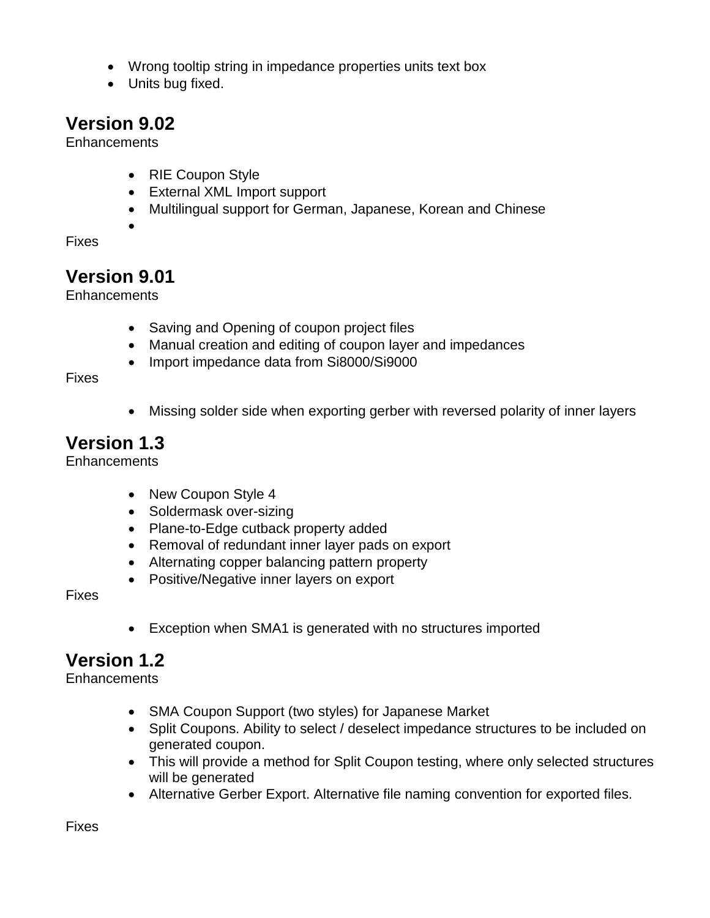- Wrong tooltip string in impedance properties units text box
- Units bug fixed.

## Version 9.02

Enhancements

- RIE Coupon Style
- External XML Import support
- Multilingual support for German, Japanese, Korean and Chinese
- 

Fixes

## Version 9.01

Enhancements

- Saving and Opening of coupon project files
- Manual creation and editing of coupon layer and impedances
- Import impedance data from Si8000/Si9000

Fixes

- Missing solder side when exporting gerber with reversed polarity of inner layers

## Version 1.3

Enhancements

- New Coupon Style 4
- Soldermask over-sizing
- Plane-to-Edge cutback property added
- Removal of redundant inner layer pads on export
- Alternating copper balancing pattern property
- Positive/Negative inner layers on export

Fixes

- Exception when SMA1 is generated with no structures imported

## Version 1.2

Enhancements

- SMA Coupon Support (two styles) for Japanese Market
- Split Coupons. Ability to select / deselect impedance structures to be included on generated coupon.
- This will provide a method for Split Coupon testing, where only selected structures will be generated
- Alternative Gerber Export. Alternative file naming convention for exported files.

Fixes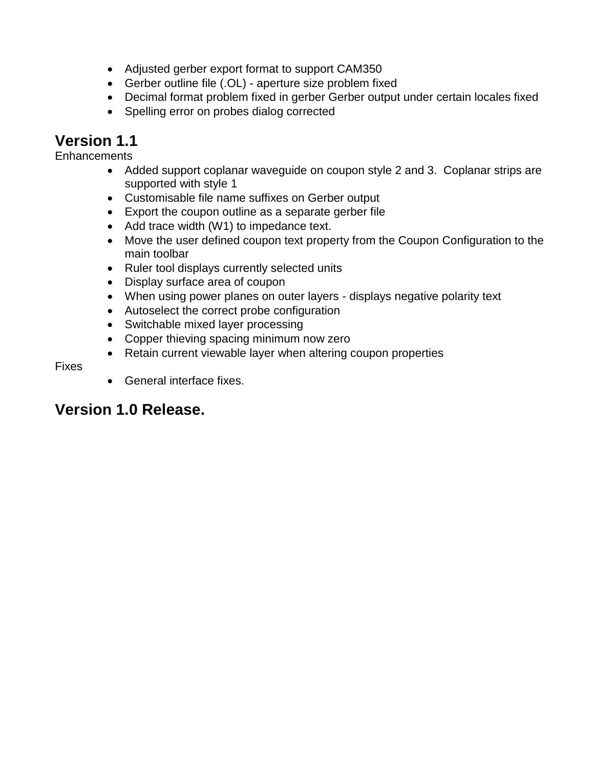- Adjusted gerber export format to support CAM350
- Gerber outline file (.OL) - aperture size problem fixed
- Decimal format problem fixed in gerber Gerber output under certain locales fixed
- Spelling error on probes dialog corrected

## Version 1.1

Enhancements

- Added support coplanar waveguide on coupon style 2 and 3. Coplanar strips are supported with style 1
- Customisable file name suffixes on Gerber output
- Export the coupon outline as a separate gerber file
- Add trace width (W1) to impedance text.
- Move the user defined coupon text property from the Coupon Configuration to the main toolbar
- Ruler tool displays currently selected units
- Display surface area of coupon
- When using power planes on outer layers - displays negative polarity text
- Autoselect the correct probe configuration
- Switchable mixed layer processing
- Copper thieving spacing minimum now zero
- Retain current viewable layer when altering coupon properties

Fixes

- General interface fixes.

## Version 1.0 Release.